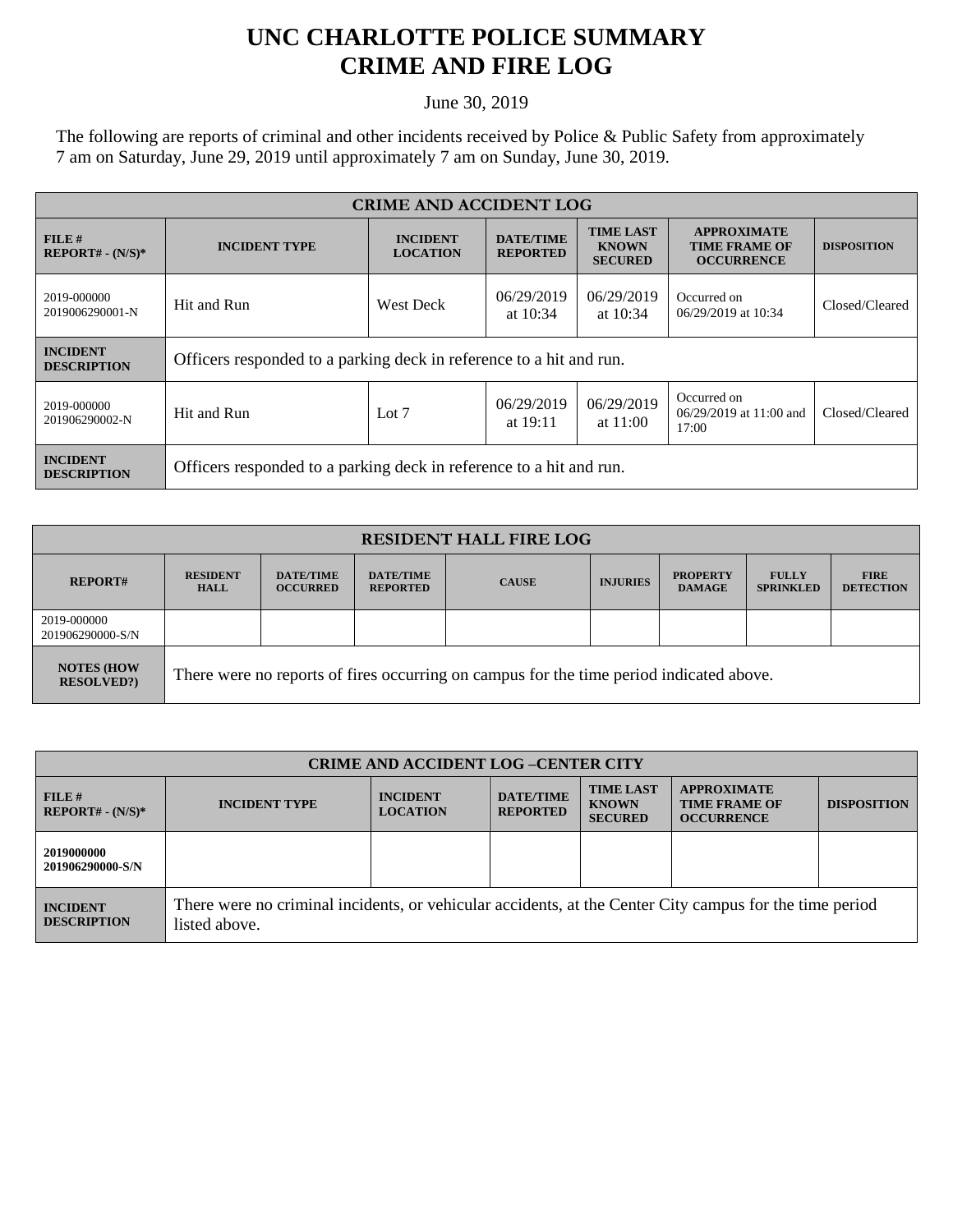# UNC CHARLOTTE POLICE SUMMARY
# CRIME AND FIRE LOG

June 30, 2019

The following are reports of criminal and other incidents received by Police & Public Safety from approximately 7 am on Saturday, June 29, 2019 until approximately 7 am on Sunday, June 30, 2019.

| CRIME AND ACCIDENT LOG | | | | | | |
|---|---|---|---|---|---|---|
| **FILE # REPORT# - (N/S)*** | **INCIDENT TYPE** | **INCIDENT LOCATION** | **DATE/TIME REPORTED** | **TIME LAST KNOWN SECURED** | **APPROXIMATE TIME FRAME OF OCCURRENCE** | **DISPOSITION** |
| 2019-000000 2019006290001-N | Hit and Run | West Deck | 06/29/2019 at 10:34 | 06/29/2019 at 10:34 | Occurred on 06/29/2019 at 10:34 | Closed/Cleared |
| **INCIDENT DESCRIPTION** | Officers responded to a parking deck in reference to a hit and run. | | | | | |
| 2019-000000 201906290002-N | Hit and Run | Lot 7 | 06/29/2019 at 19:11 | 06/29/2019 at 11:00 | Occurred on 06/29/2019 at 11:00 and 17:00 | Closed/Cleared |
| **INCIDENT DESCRIPTION** | Officers responded to a parking deck in reference to a hit and run. | | | | | |

| RESIDENT HALL FIRE LOG | | | | | | | | |
|---|---|---|---|---|---|---|---|---|
| **REPORT#** | **RESIDENT HALL** | **DATE/TIME OCCURRED** | **DATE/TIME REPORTED** | **CAUSE** | **INJURIES** | **PROPERTY DAMAGE** | **FULLY SPRINKLED** | **FIRE DETECTION** |
| 2019-000000 201906290000-S/N | | | | | | | | |
| **NOTES (HOW RESOLVED?)** | There were no reports of fires occurring on campus for the time period indicated above. | | | | | | | |

| CRIME AND ACCIDENT LOG –CENTER CITY | | | | | | |
|---|---|---|---|---|---|---|
| **FILE # REPORT# - (N/S)*** | **INCIDENT TYPE** | **INCIDENT LOCATION** | **DATE/TIME REPORTED** | **TIME LAST KNOWN SECURED** | **APPROXIMATE TIME FRAME OF OCCURRENCE** | **DISPOSITION** |
| **2019000000 201906290000-S/N** | | | | | | |
| **INCIDENT DESCRIPTION** | There were no criminal incidents, or vehicular accidents, at the Center City campus for the time period listed above. | | | | | |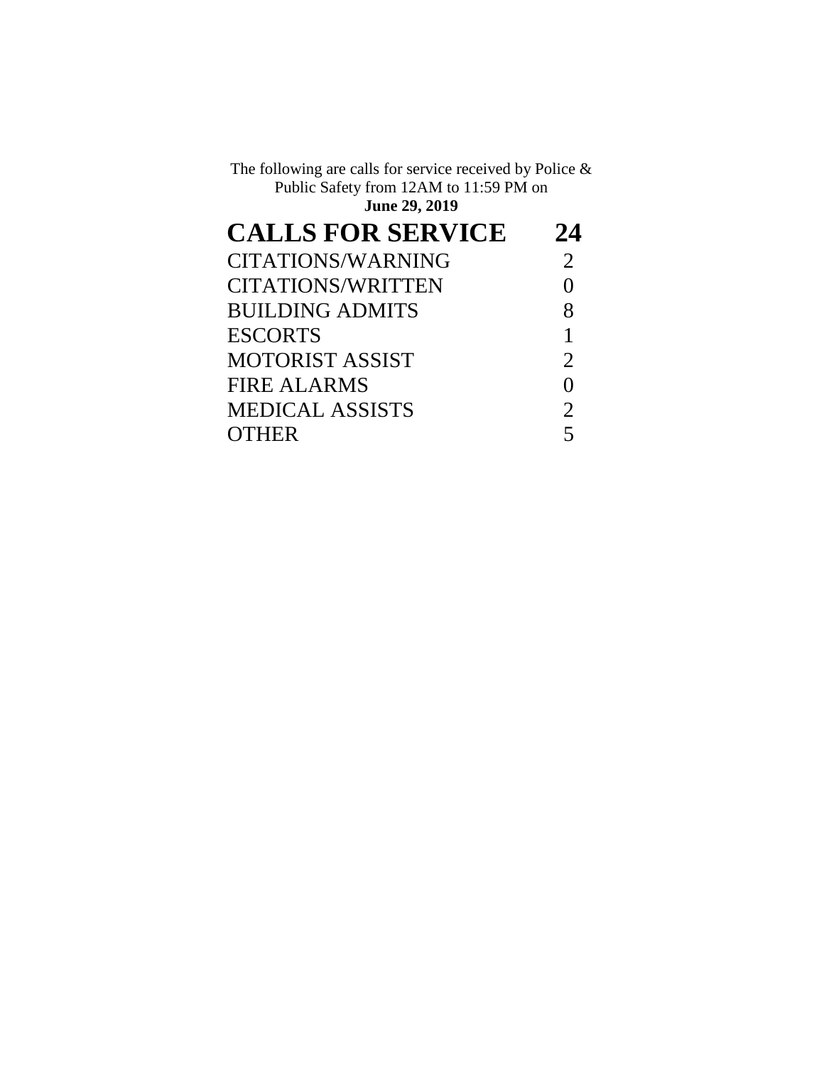The following are calls for service received by Police & Public Safety from 12AM to 11:59 PM on

**June 29, 2019**

| | |
|---|---|
| **CALLS FOR SERVICE** | **24** |
| CITATIONS/WARNING | 2 |
| CITATIONS/WRITTEN | 0 |
| BUILDING ADMITS | 8 |
| ESCORTS | 1 |
| MOTORIST ASSIST | 2 |
| FIRE ALARMS | 0 |
| MEDICAL ASSISTS | 2 |
| OTHER | 5 |